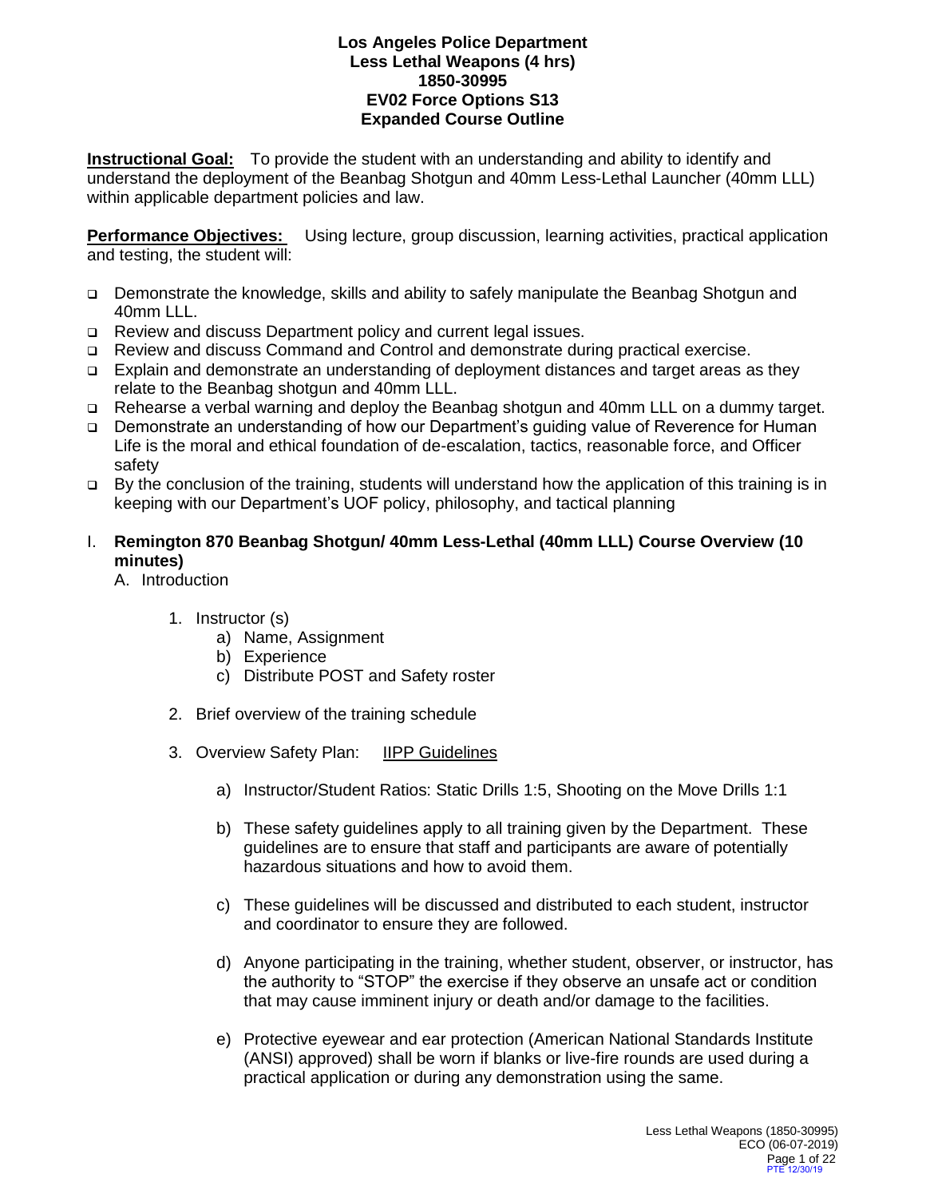# Los Angeles Police Department
## Less Lethal Weapons (4 hrs)
## 1850-30995
## EV02 Force Options S13
## Expanded Course Outline

**Instructional Goal:** To provide the student with an understanding and ability to identify and understand the deployment of the Beanbag Shotgun and 40mm Less-Lethal Launcher (40mm LLL) within applicable department policies and law.

**Performance Objectives:** Using lecture, group discussion, learning activities, practical application and testing, the student will:

- Demonstrate the knowledge, skills and ability to safely manipulate the Beanbag Shotgun and 40mm LLL.
- Review and discuss Department policy and current legal issues.
- Review and discuss Command and Control and demonstrate during practical exercise.
- Explain and demonstrate an understanding of deployment distances and target areas as they relate to the Beanbag shotgun and 40mm LLL.
- Rehearse a verbal warning and deploy the Beanbag shotgun and 40mm LLL on a dummy target.
- Demonstrate an understanding of how our Department's guiding value of Reverence for Human Life is the moral and ethical foundation of de-escalation, tactics, reasonable force, and Officer safety
- By the conclusion of the training, students will understand how the application of this training is in keeping with our Department's UOF policy, philosophy, and tactical planning

I. **Remington 870 Beanbag Shotgun/ 40mm Less-Lethal (40mm LLL) Course Overview (10 minutes)**

A. Introduction

1. Instructor (s)
    a) Name, Assignment
    b) Experience
    c) Distribute POST and Safety roster

2. Brief overview of the training schedule

3. Overview Safety Plan: IIPP Guidelines

    a) Instructor/Student Ratios: Static Drills 1:5, Shooting on the Move Drills 1:1

    b) These safety guidelines apply to all training given by the Department. These guidelines are to ensure that staff and participants are aware of potentially hazardous situations and how to avoid them.

    c) These guidelines will be discussed and distributed to each student, instructor and coordinator to ensure they are followed.

    d) Anyone participating in the training, whether student, observer, or instructor, has the authority to "STOP" the exercise if they observe an unsafe act or condition that may cause imminent injury or death and/or damage to the facilities.

    e) Protective eyewear and ear protection (American National Standards Institute (ANSI) approved) shall be worn if blanks or live-fire rounds are used during a practical application or during any demonstration using the same.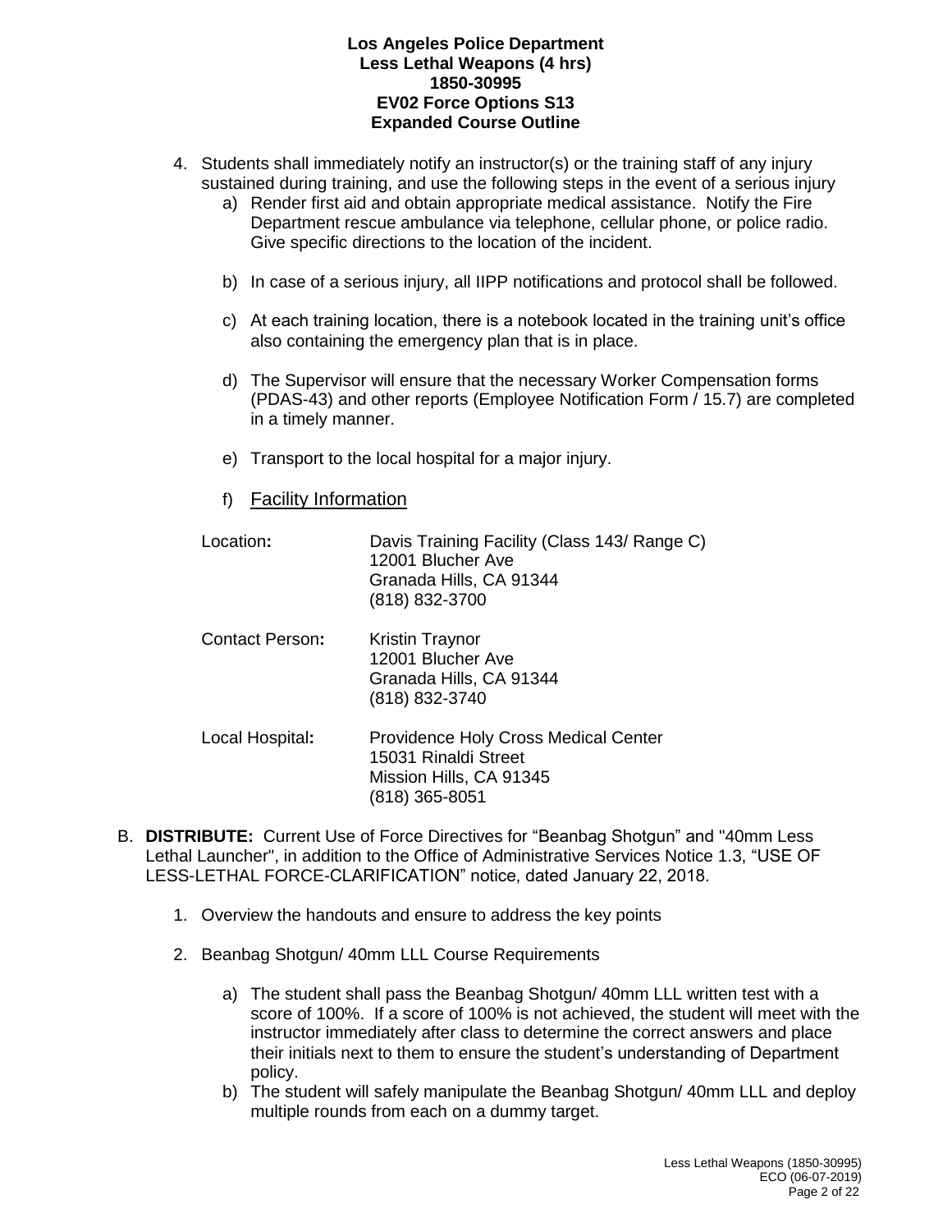4. Students shall immediately notify an instructor(s) or the training staff of any injury sustained during training, and use the following steps in the event of a serious injury
   a) Render first aid and obtain appropriate medical assistance. Notify the Fire Department rescue ambulance via telephone, cellular phone, or police radio. Give specific directions to the location of the incident.

   b) In case of a serious injury, all IIPP notifications and protocol shall be followed.

   c) At each training location, there is a notebook located in the training unit's office also containing the emergency plan that is in place.

   d) The Supervisor will ensure that the necessary Worker Compensation forms (PDAS-43) and other reports (Employee Notification Form / 15.7) are completed in a timely manner.

   e) Transport to the local hospital for a major injury.

   f) Facility Information

| | |
|---|---|
| Location**:** | Davis Training Facility (Class 143/ Range C)<br>12001 Blucher Ave<br>Granada Hills, CA 91344<br>(818) 832-3700 |
| Contact Person**:** | Kristin Traynor<br>12001 Blucher Ave<br>Granada Hills, CA 91344<br>(818) 832-3740 |
| Local Hospital**:** | Providence Holy Cross Medical Center<br>15031 Rinaldi Street<br>Mission Hills, CA 91345<br>(818) 365-8051 |

B. **DISTRIBUTE:** Current Use of Force Directives for "Beanbag Shotgun" and "40mm Less Lethal Launcher", in addition to the Office of Administrative Services Notice 1.3, "USE OF LESS-LETHAL FORCE-CLARIFICATION" notice, dated January 22, 2018.

   1. Overview the handouts and ensure to address the key points

   2. Beanbag Shotgun/ 40mm LLL Course Requirements

      a) The student shall pass the Beanbag Shotgun/ 40mm LLL written test with a score of 100%. If a score of 100% is not achieved, the student will meet with the instructor immediately after class to determine the correct answers and place their initials next to them to ensure the student's understanding of Department policy.
      b) The student will safely manipulate the Beanbag Shotgun/ 40mm LLL and deploy multiple rounds from each on a dummy target.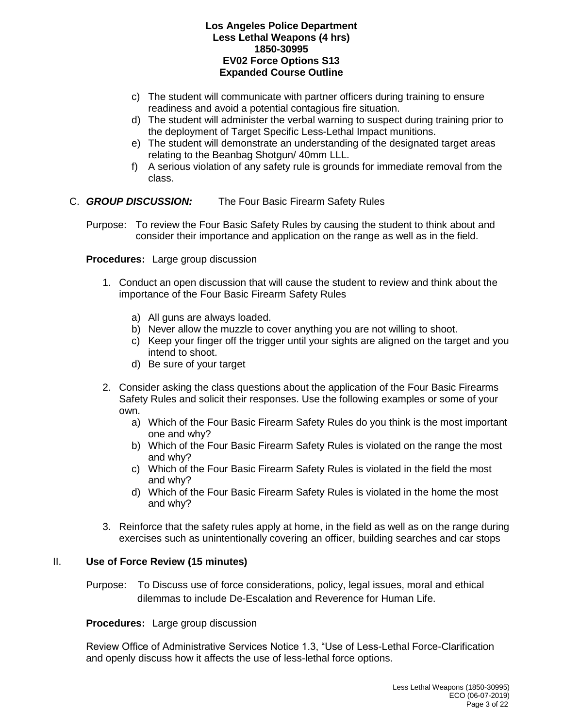c) The student will communicate with partner officers during training to ensure readiness and avoid a potential contagious fire situation.
d) The student will administer the verbal warning to suspect during training prior to the deployment of Target Specific Less-Lethal Impact munitions.
e) The student will demonstrate an understanding of the designated target areas relating to the Beanbag Shotgun/ 40mm LLL.
f) A serious violation of any safety rule is grounds for immediate removal from the class.

C. ***GROUP DISCUSSION:*** The Four Basic Firearm Safety Rules

Purpose: To review the Four Basic Safety Rules by causing the student to think about and consider their importance and application on the range as well as in the field.

**Procedures:** Large group discussion

1. Conduct an open discussion that will cause the student to review and think about the importance of the Four Basic Firearm Safety Rules

   a) All guns are always loaded.
   b) Never allow the muzzle to cover anything you are not willing to shoot.
   c) Keep your finger off the trigger until your sights are aligned on the target and you intend to shoot.
   d) Be sure of your target

2. Consider asking the class questions about the application of the Four Basic Firearms Safety Rules and solicit their responses. Use the following examples or some of your own.
   a) Which of the Four Basic Firearm Safety Rules do you think is the most important one and why?
   b) Which of the Four Basic Firearm Safety Rules is violated on the range the most and why?
   c) Which of the Four Basic Firearm Safety Rules is violated in the field the most and why?
   d) Which of the Four Basic Firearm Safety Rules is violated in the home the most and why?

3. Reinforce that the safety rules apply at home, in the field as well as on the range during exercises such as unintentionally covering an officer, building searches and car stops

## II. Use of Force Review (15 minutes)

Purpose: To Discuss use of force considerations, policy, legal issues, moral and ethical dilemmas to include De-Escalation and Reverence for Human Life.

**Procedures:** Large group discussion

Review Office of Administrative Services Notice 1.3, "Use of Less-Lethal Force-Clarification and openly discuss how it affects the use of less-lethal force options.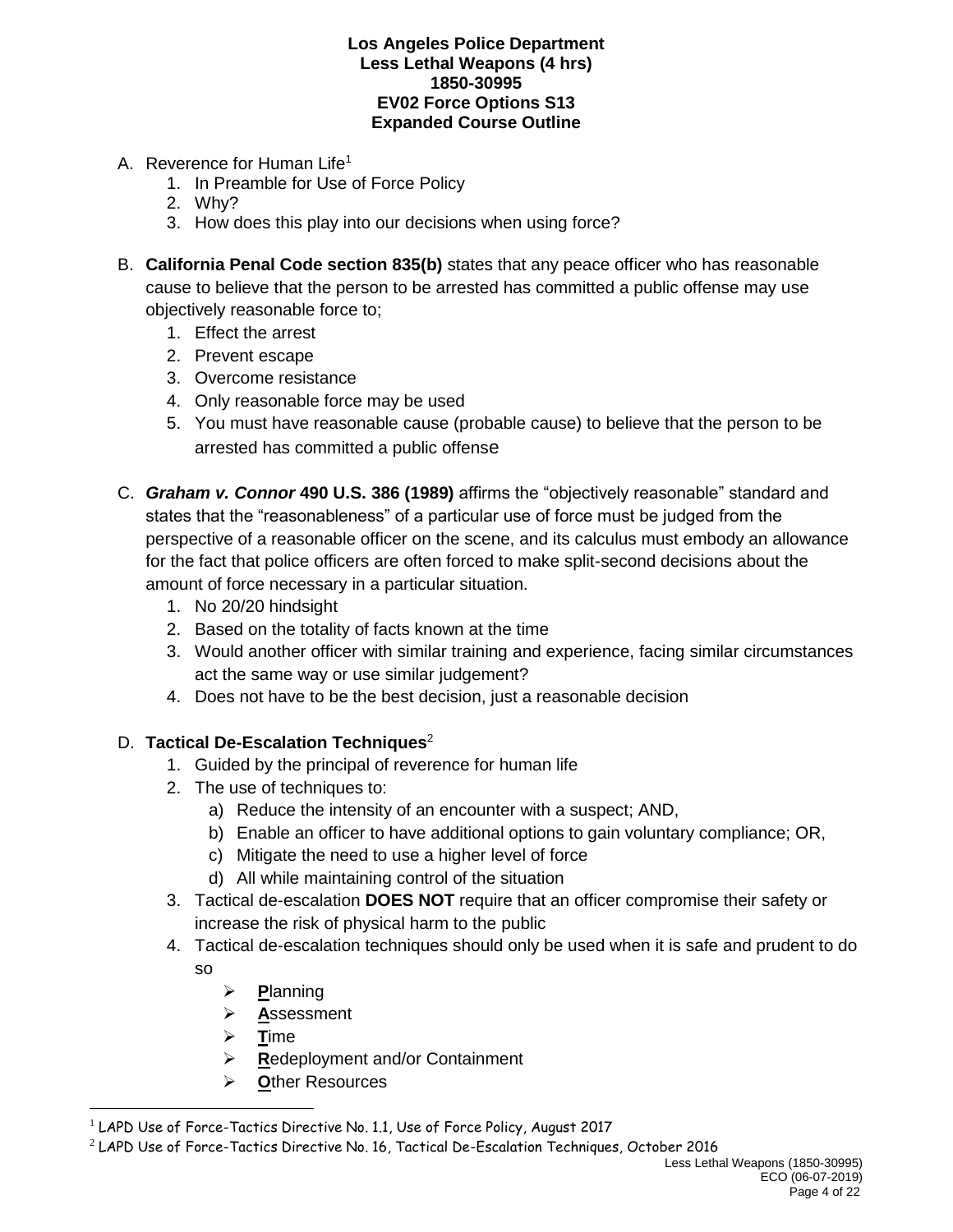**Los Angeles Police Department**
**Less Lethal Weapons (4 hrs)**
**1850-30995**
**EV02 Force Options S13**
**Expanded Course Outline**

A. Reverence for Human Life[1]
   1. In Preamble for Use of Force Policy
   2. Why?
   3. How does this play into our decisions when using force?

B. **California Penal Code section 835(b)** states that any peace officer who has reasonable cause to believe that the person to be arrested has committed a public offense may use objectively reasonable force to;
   1. Effect the arrest
   2. Prevent escape
   3. Overcome resistance
   4. Only reasonable force may be used
   5. You must have reasonable cause (probable cause) to believe that the person to be arrested has committed a public offense

C. ***Graham v. Connor* 490 U.S. 386 (1989)** affirms the "objectively reasonable" standard and states that the "reasonableness" of a particular use of force must be judged from the perspective of a reasonable officer on the scene, and its calculus must embody an allowance for the fact that police officers are often forced to make split-second decisions about the amount of force necessary in a particular situation.
   1. No 20/20 hindsight
   2. Based on the totality of facts known at the time
   3. Would another officer with similar training and experience, facing similar circumstances act the same way or use similar judgement?
   4. Does not have to be the best decision, just a reasonable decision

D. **Tactical De-Escalation Techniques**[2]
   1. Guided by the principal of reverence for human life
   2. The use of techniques to:
      a) Reduce the intensity of an encounter with a suspect; AND,
      b) Enable an officer to have additional options to gain voluntary compliance; OR,
      c) Mitigate the need to use a higher level of force
      d) All while maintaining control of the situation
   3. Tactical de-escalation **DOES NOT** require that an officer compromise their safety or increase the risk of physical harm to the public
   4. Tactical de-escalation techniques should only be used when it is safe and prudent to do so
      - **P**lanning
      - **A**ssessment
      - **T**ime
      - **R**edeployment and/or Containment
      - **O**ther Resources

[1] LAPD Use of Force-Tactics Directive No. 1.1, Use of Force Policy, August 2017

[2] LAPD Use of Force-Tactics Directive No. 16, Tactical De-Escalation Techniques, October 2016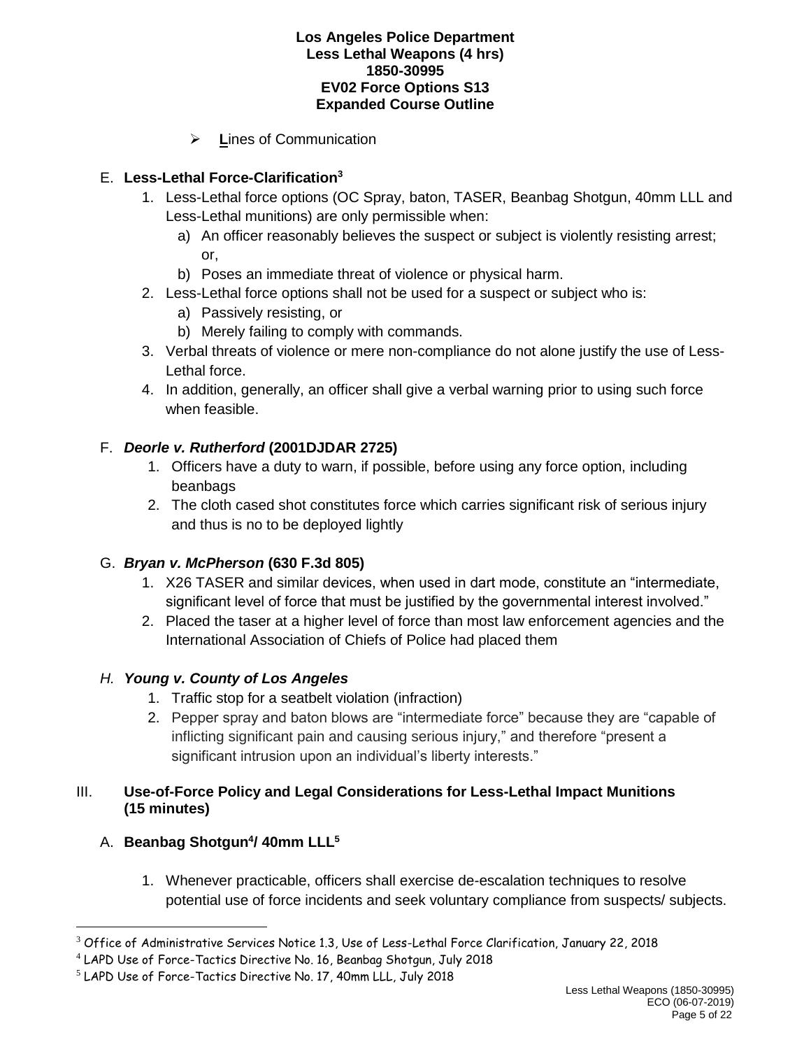- **L**ines of Communication

E. **Less-Lethal Force-Clarification**[3]

1. Less-Lethal force options (OC Spray, baton, TASER, Beanbag Shotgun, 40mm LLL and Less-Lethal munitions) are only permissible when:
   a) An officer reasonably believes the suspect or subject is violently resisting arrest; or,
   b) Poses an immediate threat of violence or physical harm.
2. Less-Lethal force options shall not be used for a suspect or subject who is:
   a) Passively resisting, or
   b) Merely failing to comply with commands.
3. Verbal threats of violence or mere non-compliance do not alone justify the use of Less-Lethal force.
4. In addition, generally, an officer shall give a verbal warning prior to using such force when feasible.

F. ***Deorle v. Rutherford*** **(2001DJDAR 2725)**

1. Officers have a duty to warn, if possible, before using any force option, including beanbags
2. The cloth cased shot constitutes force which carries significant risk of serious injury and thus is no to be deployed lightly

G. ***Bryan v. McPherson*** **(630 F.3d 805)**

1. X26 TASER and similar devices, when used in dart mode, constitute an "intermediate, significant level of force that must be justified by the governmental interest involved."
2. Placed the taser at a higher level of force than most law enforcement agencies and the International Association of Chiefs of Police had placed them

*H.* ***Young v. County of Los Angeles***

1. Traffic stop for a seatbelt violation (infraction)
2. Pepper spray and baton blows are "intermediate force" because they are "capable of inflicting significant pain and causing serious injury," and therefore "present a significant intrusion upon an individual's liberty interests."

III. **Use-of-Force Policy and Legal Considerations for Less-Lethal Impact Munitions (15 minutes)**

A. **Beanbag Shotgun**[4]**/ 40mm LLL**[5]

1. Whenever practicable, officers shall exercise de-escalation techniques to resolve potential use of force incidents and seek voluntary compliance from suspects/ subjects.

---

[3] Office of Administrative Services Notice 1.3, Use of Less-Lethal Force Clarification, January 22, 2018

[4] LAPD Use of Force-Tactics Directive No. 16, Beanbag Shotgun, July 2018

[5] LAPD Use of Force-Tactics Directive No. 17, 40mm LLL, July 2018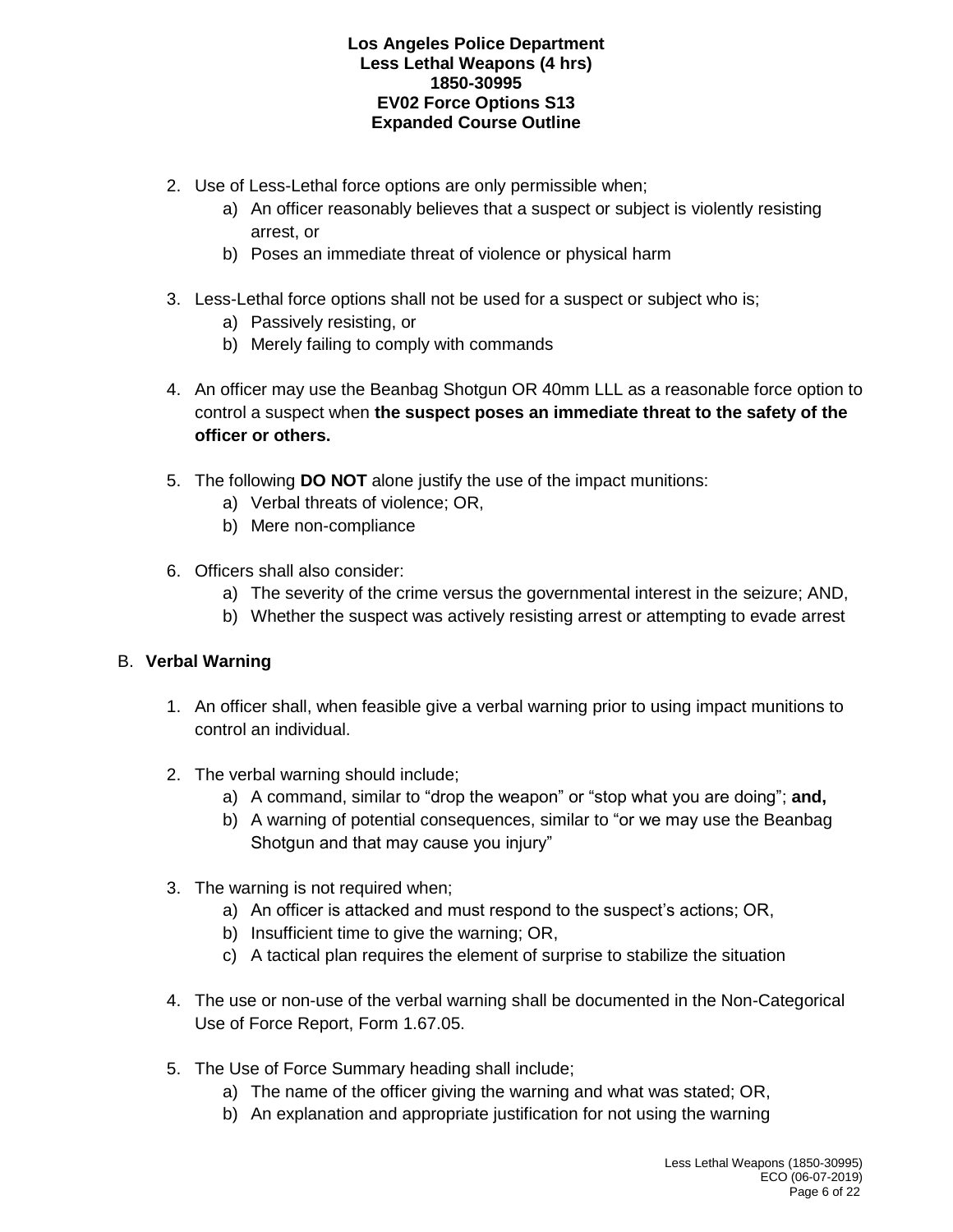2. Use of Less-Lethal force options are only permissible when;
   a) An officer reasonably believes that a suspect or subject is violently resisting arrest, or
   b) Poses an immediate threat of violence or physical harm

3. Less-Lethal force options shall not be used for a suspect or subject who is;
   a) Passively resisting, or
   b) Merely failing to comply with commands

4. An officer may use the Beanbag Shotgun OR 40mm LLL as a reasonable force option to control a suspect when **the suspect poses an immediate threat to the safety of the officer or others.**

5. The following **DO NOT** alone justify the use of the impact munitions:
   a) Verbal threats of violence; OR,
   b) Mere non-compliance

6. Officers shall also consider:
   a) The severity of the crime versus the governmental interest in the seizure; AND,
   b) Whether the suspect was actively resisting arrest or attempting to evade arrest

B. **Verbal Warning**

1. An officer shall, when feasible give a verbal warning prior to using impact munitions to control an individual.

2. The verbal warning should include;
   a) A command, similar to "drop the weapon" or "stop what you are doing"; **and,**
   b) A warning of potential consequences, similar to "or we may use the Beanbag Shotgun and that may cause you injury"

3. The warning is not required when;
   a) An officer is attacked and must respond to the suspect's actions; OR,
   b) Insufficient time to give the warning; OR,
   c) A tactical plan requires the element of surprise to stabilize the situation

4. The use or non-use of the verbal warning shall be documented in the Non-Categorical Use of Force Report, Form 1.67.05.

5. The Use of Force Summary heading shall include;
   a) The name of the officer giving the warning and what was stated; OR,
   b) An explanation and appropriate justification for not using the warning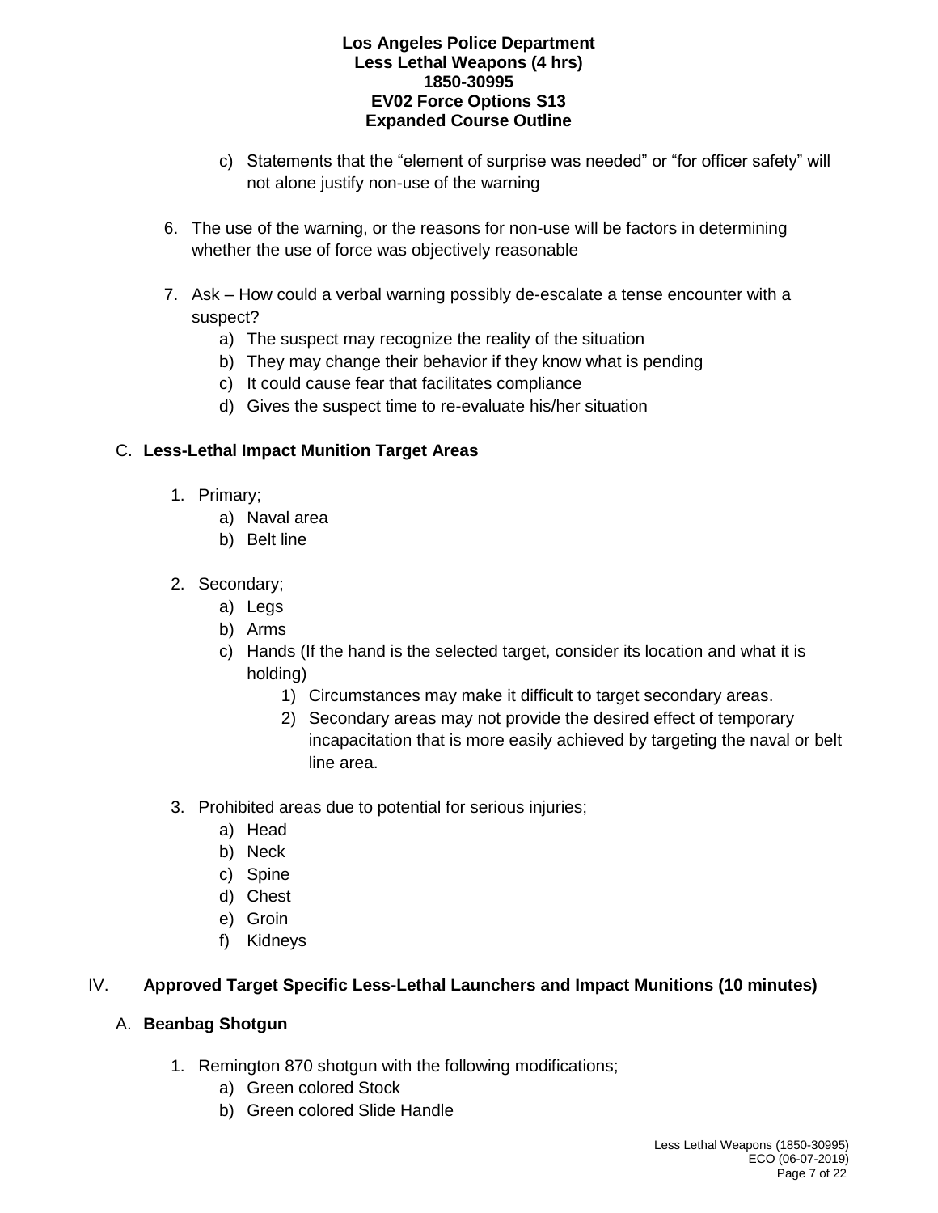c) Statements that the “element of surprise was needed” or “for officer safety” will not alone justify non-use of the warning

6. The use of the warning, or the reasons for non-use will be factors in determining whether the use of force was objectively reasonable

7. Ask – How could a verbal warning possibly de-escalate a tense encounter with a suspect?
   a) The suspect may recognize the reality of the situation
   b) They may change their behavior if they know what is pending
   c) It could cause fear that facilitates compliance
   d) Gives the suspect time to re-evaluate his/her situation

## C. Less-Lethal Impact Munition Target Areas

1. Primary;
   a) Naval area
   b) Belt line

2. Secondary;
   a) Legs
   b) Arms
   c) Hands (If the hand is the selected target, consider its location and what it is holding)
      1) Circumstances may make it difficult to target secondary areas.
      2) Secondary areas may not provide the desired effect of temporary incapacitation that is more easily achieved by targeting the naval or belt line area.

3. Prohibited areas due to potential for serious injuries;
   a) Head
   b) Neck
   c) Spine
   d) Chest
   e) Groin
   f) Kidneys

# IV. Approved Target Specific Less-Lethal Launchers and Impact Munitions (10 minutes)

## A. Beanbag Shotgun

1. Remington 870 shotgun with the following modifications;
   a) Green colored Stock
   b) Green colored Slide Handle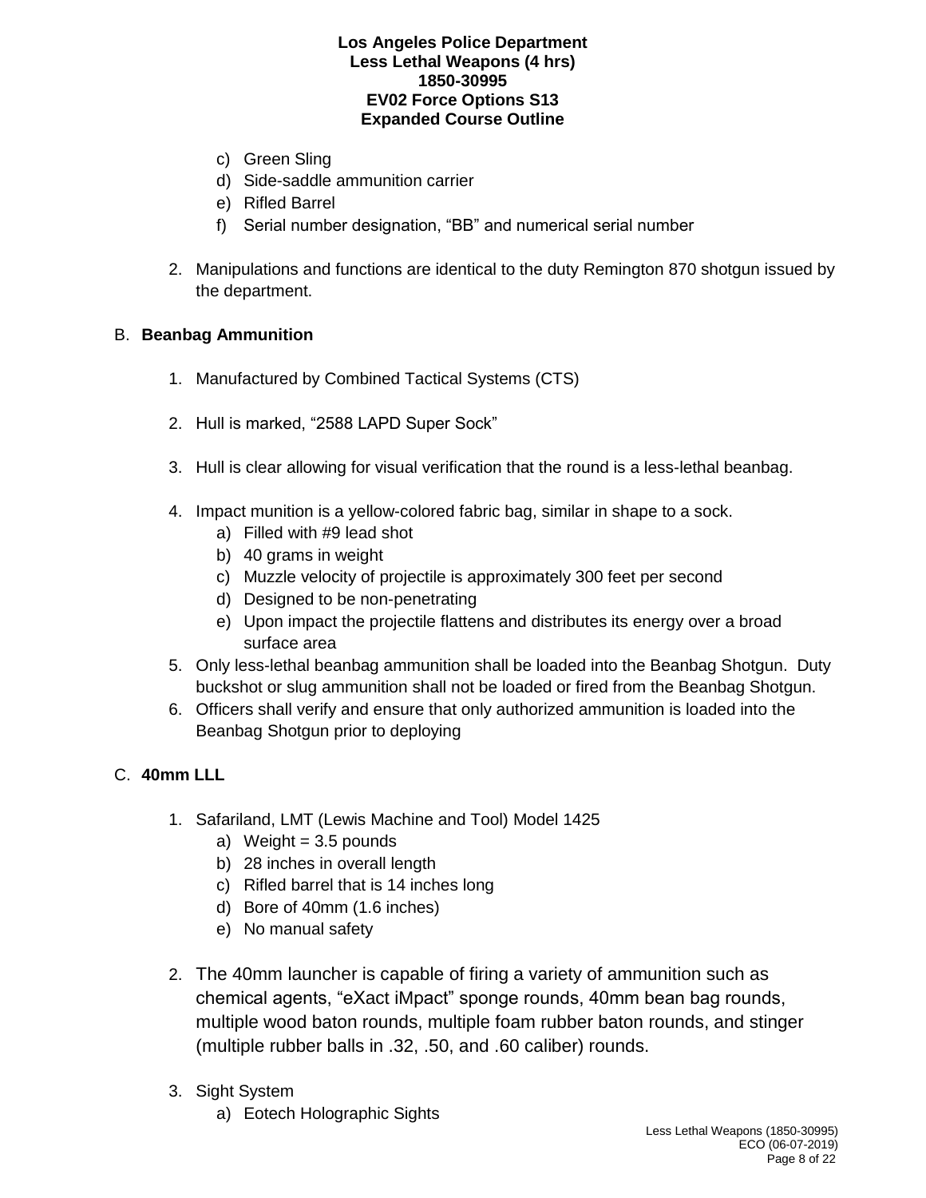c) Green Sling
d) Side-saddle ammunition carrier
e) Rifled Barrel
f) Serial number designation, "BB" and numerical serial number

2. Manipulations and functions are identical to the duty Remington 870 shotgun issued by the department.

B. **Beanbag Ammunition**

1. Manufactured by Combined Tactical Systems (CTS)

2. Hull is marked, "2588 LAPD Super Sock"

3. Hull is clear allowing for visual verification that the round is a less-lethal beanbag.

4. Impact munition is a yellow-colored fabric bag, similar in shape to a sock.
   a) Filled with #9 lead shot
   b) 40 grams in weight
   c) Muzzle velocity of projectile is approximately 300 feet per second
   d) Designed to be non-penetrating
   e) Upon impact the projectile flattens and distributes its energy over a broad surface area
5. Only less-lethal beanbag ammunition shall be loaded into the Beanbag Shotgun. Duty buckshot or slug ammunition shall not be loaded or fired from the Beanbag Shotgun.
6. Officers shall verify and ensure that only authorized ammunition is loaded into the Beanbag Shotgun prior to deploying

C. **40mm LLL**

1. Safariland, LMT (Lewis Machine and Tool) Model 1425
   a) Weight = 3.5 pounds
   b) 28 inches in overall length
   c) Rifled barrel that is 14 inches long
   d) Bore of 40mm (1.6 inches)
   e) No manual safety

2. The 40mm launcher is capable of firing a variety of ammunition such as chemical agents, "eXact iMpact" sponge rounds, 40mm bean bag rounds, multiple wood baton rounds, multiple foam rubber baton rounds, and stinger (multiple rubber balls in .32, .50, and .60 caliber) rounds.

3. Sight System
   a) Eotech Holographic Sights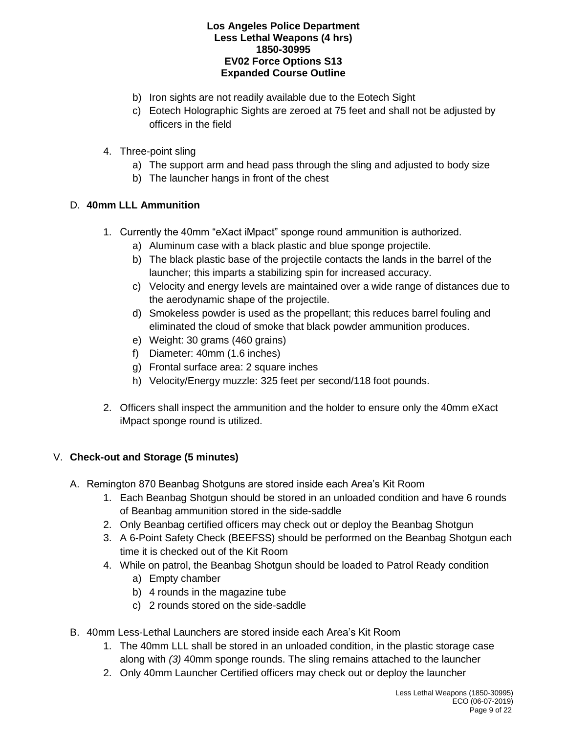b) Iron sights are not readily available due to the Eotech Sight
c) Eotech Holographic Sights are zeroed at 75 feet and shall not be adjusted by officers in the field

4. Three-point sling
   a) The support arm and head pass through the sling and adjusted to body size
   b) The launcher hangs in front of the chest

D. **40mm LLL Ammunition**

1. Currently the 40mm "eXact iMpact" sponge round ammunition is authorized.
   a) Aluminum case with a black plastic and blue sponge projectile.
   b) The black plastic base of the projectile contacts the lands in the barrel of the launcher; this imparts a stabilizing spin for increased accuracy.
   c) Velocity and energy levels are maintained over a wide range of distances due to the aerodynamic shape of the projectile.
   d) Smokeless powder is used as the propellant; this reduces barrel fouling and eliminated the cloud of smoke that black powder ammunition produces.
   e) Weight: 30 grams (460 grains)
   f) Diameter: 40mm (1.6 inches)
   g) Frontal surface area: 2 square inches
   h) Velocity/Energy muzzle: 325 feet per second/118 foot pounds.

2. Officers shall inspect the ammunition and the holder to ensure only the 40mm eXact iMpact sponge round is utilized.

V. **Check-out and Storage (5 minutes)**

A. Remington 870 Beanbag Shotguns are stored inside each Area's Kit Room
   1. Each Beanbag Shotgun should be stored in an unloaded condition and have 6 rounds of Beanbag ammunition stored in the side-saddle
   2. Only Beanbag certified officers may check out or deploy the Beanbag Shotgun
   3. A 6-Point Safety Check (BEEFSS) should be performed on the Beanbag Shotgun each time it is checked out of the Kit Room
   4. While on patrol, the Beanbag Shotgun should be loaded to Patrol Ready condition
      a) Empty chamber
      b) 4 rounds in the magazine tube
      c) 2 rounds stored on the side-saddle

B. 40mm Less-Lethal Launchers are stored inside each Area's Kit Room
   1. The 40mm LLL shall be stored in an unloaded condition, in the plastic storage case along with *(3)* 40mm sponge rounds. The sling remains attached to the launcher
   2. Only 40mm Launcher Certified officers may check out or deploy the launcher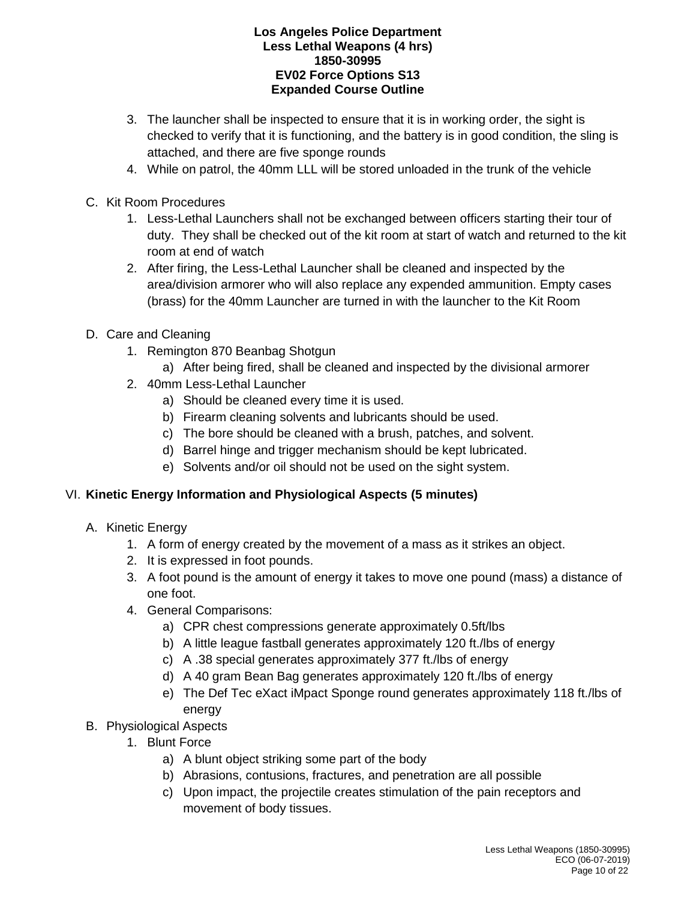3. The launcher shall be inspected to ensure that it is in working order, the sight is checked to verify that it is functioning, and the battery is in good condition, the sling is attached, and there are five sponge rounds
4. While on patrol, the 40mm LLL will be stored unloaded in the trunk of the vehicle

C. Kit Room Procedures
   1. Less-Lethal Launchers shall not be exchanged between officers starting their tour of duty. They shall be checked out of the kit room at start of watch and returned to the kit room at end of watch
   2. After firing, the Less-Lethal Launcher shall be cleaned and inspected by the area/division armorer who will also replace any expended ammunition. Empty cases (brass) for the 40mm Launcher are turned in with the launcher to the Kit Room

D. Care and Cleaning
   1. Remington 870 Beanbag Shotgun
      a) After being fired, shall be cleaned and inspected by the divisional armorer
   2. 40mm Less-Lethal Launcher
      a) Should be cleaned every time it is used.
      b) Firearm cleaning solvents and lubricants should be used.
      c) The bore should be cleaned with a brush, patches, and solvent.
      d) Barrel hinge and trigger mechanism should be kept lubricated.
      e) Solvents and/or oil should not be used on the sight system.

## VI. **Kinetic Energy Information and Physiological Aspects (5 minutes)**

A. Kinetic Energy
   1. A form of energy created by the movement of a mass as it strikes an object.
   2. It is expressed in foot pounds.
   3. A foot pound is the amount of energy it takes to move one pound (mass) a distance of one foot.
   4. General Comparisons:
      a) CPR chest compressions generate approximately 0.5ft/lbs
      b) A little league fastball generates approximately 120 ft./lbs of energy
      c) A .38 special generates approximately 377 ft./lbs of energy
      d) A 40 gram Bean Bag generates approximately 120 ft./lbs of energy
      e) The Def Tec eXact iMpact Sponge round generates approximately 118 ft./lbs of energy

B. Physiological Aspects
   1. Blunt Force
      a) A blunt object striking some part of the body
      b) Abrasions, contusions, fractures, and penetration are all possible
      c) Upon impact, the projectile creates stimulation of the pain receptors and movement of body tissues.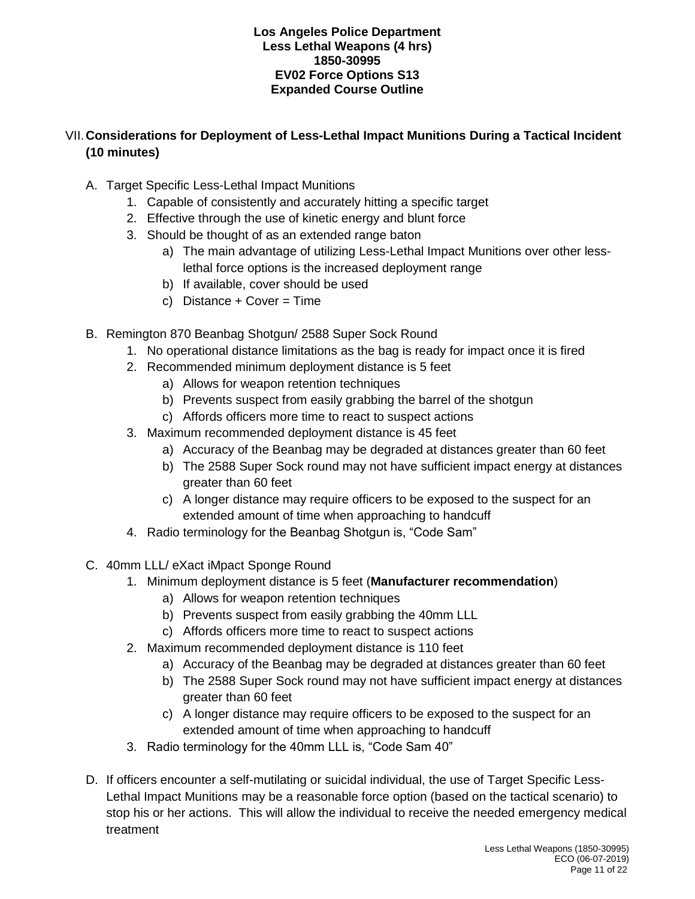## VII. Considerations for Deployment of Less-Lethal Impact Munitions During a Tactical Incident (10 minutes)

A. Target Specific Less-Lethal Impact Munitions
   1. Capable of consistently and accurately hitting a specific target
   2. Effective through the use of kinetic energy and blunt force
   3. Should be thought of as an extended range baton
      a) The main advantage of utilizing Less-Lethal Impact Munitions over other less-lethal force options is the increased deployment range
      b) If available, cover should be used
      c) Distance + Cover = Time

B. Remington 870 Beanbag Shotgun/ 2588 Super Sock Round
   1. No operational distance limitations as the bag is ready for impact once it is fired
   2. Recommended minimum deployment distance is 5 feet
      a) Allows for weapon retention techniques
      b) Prevents suspect from easily grabbing the barrel of the shotgun
      c) Affords officers more time to react to suspect actions
   3. Maximum recommended deployment distance is 45 feet
      a) Accuracy of the Beanbag may be degraded at distances greater than 60 feet
      b) The 2588 Super Sock round may not have sufficient impact energy at distances greater than 60 feet
      c) A longer distance may require officers to be exposed to the suspect for an extended amount of time when approaching to handcuff
   4. Radio terminology for the Beanbag Shotgun is, "Code Sam"

C. 40mm LLL/ eXact iMpact Sponge Round
   1. Minimum deployment distance is 5 feet (**Manufacturer recommendation**)
      a) Allows for weapon retention techniques
      b) Prevents suspect from easily grabbing the 40mm LLL
      c) Affords officers more time to react to suspect actions
   2. Maximum recommended deployment distance is 110 feet
      a) Accuracy of the Beanbag may be degraded at distances greater than 60 feet
      b) The 2588 Super Sock round may not have sufficient impact energy at distances greater than 60 feet
      c) A longer distance may require officers to be exposed to the suspect for an extended amount of time when approaching to handcuff
   3. Radio terminology for the 40mm LLL is, "Code Sam 40"

D. If officers encounter a self-mutilating or suicidal individual, the use of Target Specific Less-Lethal Impact Munitions may be a reasonable force option (based on the tactical scenario) to stop his or her actions. This will allow the individual to receive the needed emergency medical treatment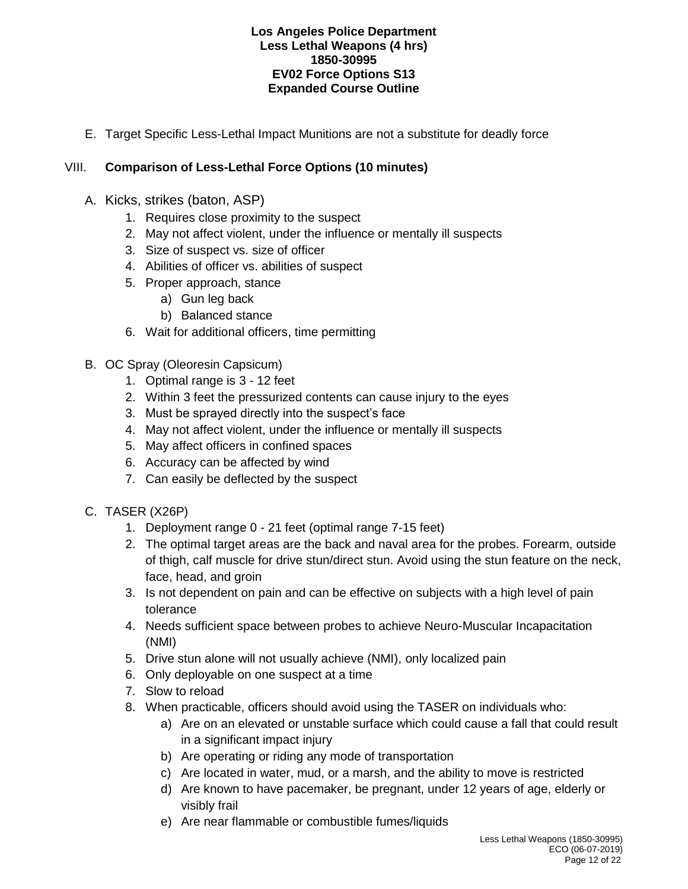E. Target Specific Less-Lethal Impact Munitions are not a substitute for deadly force

## VIII. Comparison of Less-Lethal Force Options (10 minutes)

A. Kicks, strikes (baton, ASP)
   1. Requires close proximity to the suspect
   2. May not affect violent, under the influence or mentally ill suspects
   3. Size of suspect vs. size of officer
   4. Abilities of officer vs. abilities of suspect
   5. Proper approach, stance
      a) Gun leg back
      b) Balanced stance
   6. Wait for additional officers, time permitting

B. OC Spray (Oleoresin Capsicum)
   1. Optimal range is 3 - 12 feet
   2. Within 3 feet the pressurized contents can cause injury to the eyes
   3. Must be sprayed directly into the suspect's face
   4. May not affect violent, under the influence or mentally ill suspects
   5. May affect officers in confined spaces
   6. Accuracy can be affected by wind
   7. Can easily be deflected by the suspect

C. TASER (X26P)
   1. Deployment range 0 - 21 feet (optimal range 7-15 feet)
   2. The optimal target areas are the back and naval area for the probes. Forearm, outside of thigh, calf muscle for drive stun/direct stun. Avoid using the stun feature on the neck, face, head, and groin
   3. Is not dependent on pain and can be effective on subjects with a high level of pain tolerance
   4. Needs sufficient space between probes to achieve Neuro-Muscular Incapacitation (NMI)
   5. Drive stun alone will not usually achieve (NMI), only localized pain
   6. Only deployable on one suspect at a time
   7. Slow to reload
   8. When practicable, officers should avoid using the TASER on individuals who:
      a) Are on an elevated or unstable surface which could cause a fall that could result in a significant impact injury
      b) Are operating or riding any mode of transportation
      c) Are located in water, mud, or a marsh, and the ability to move is restricted
      d) Are known to have pacemaker, be pregnant, under 12 years of age, elderly or visibly frail
      e) Are near flammable or combustible fumes/liquids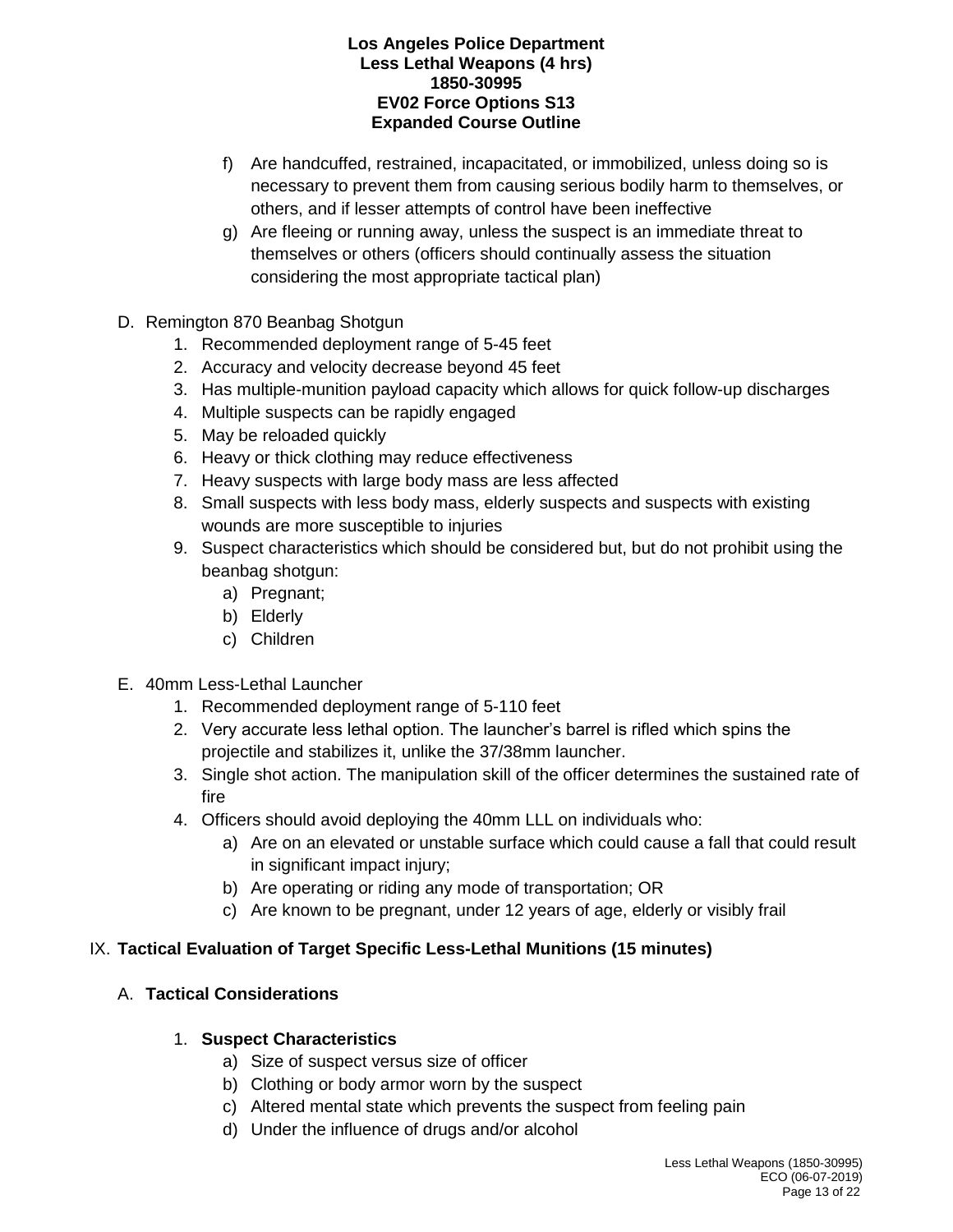f) Are handcuffed, restrained, incapacitated, or immobilized, unless doing so is necessary to prevent them from causing serious bodily harm to themselves, or others, and if lesser attempts of control have been ineffective

g) Are fleeing or running away, unless the suspect is an immediate threat to themselves or others (officers should continually assess the situation considering the most appropriate tactical plan)

D. Remington 870 Beanbag Shotgun

1. Recommended deployment range of 5-45 feet
2. Accuracy and velocity decrease beyond 45 feet
3. Has multiple-munition payload capacity which allows for quick follow-up discharges
4. Multiple suspects can be rapidly engaged
5. May be reloaded quickly
6. Heavy or thick clothing may reduce effectiveness
7. Heavy suspects with large body mass are less affected
8. Small suspects with less body mass, elderly suspects and suspects with existing wounds are more susceptible to injuries
9. Suspect characteristics which should be considered but, but do not prohibit using the beanbag shotgun:
   a) Pregnant;
   b) Elderly
   c) Children

E. 40mm Less-Lethal Launcher

1. Recommended deployment range of 5-110 feet
2. Very accurate less lethal option. The launcher's barrel is rifled which spins the projectile and stabilizes it, unlike the 37/38mm launcher.
3. Single shot action. The manipulation skill of the officer determines the sustained rate of fire
4. Officers should avoid deploying the 40mm LLL on individuals who:
   a) Are on an elevated or unstable surface which could cause a fall that could result in significant impact injury;
   b) Are operating or riding any mode of transportation; OR
   c) Are known to be pregnant, under 12 years of age, elderly or visibly frail

## IX. Tactical Evaluation of Target Specific Less-Lethal Munitions (15 minutes)

### A. Tactical Considerations

#### 1. Suspect Characteristics

a) Size of suspect versus size of officer
b) Clothing or body armor worn by the suspect
c) Altered mental state which prevents the suspect from feeling pain
d) Under the influence of drugs and/or alcohol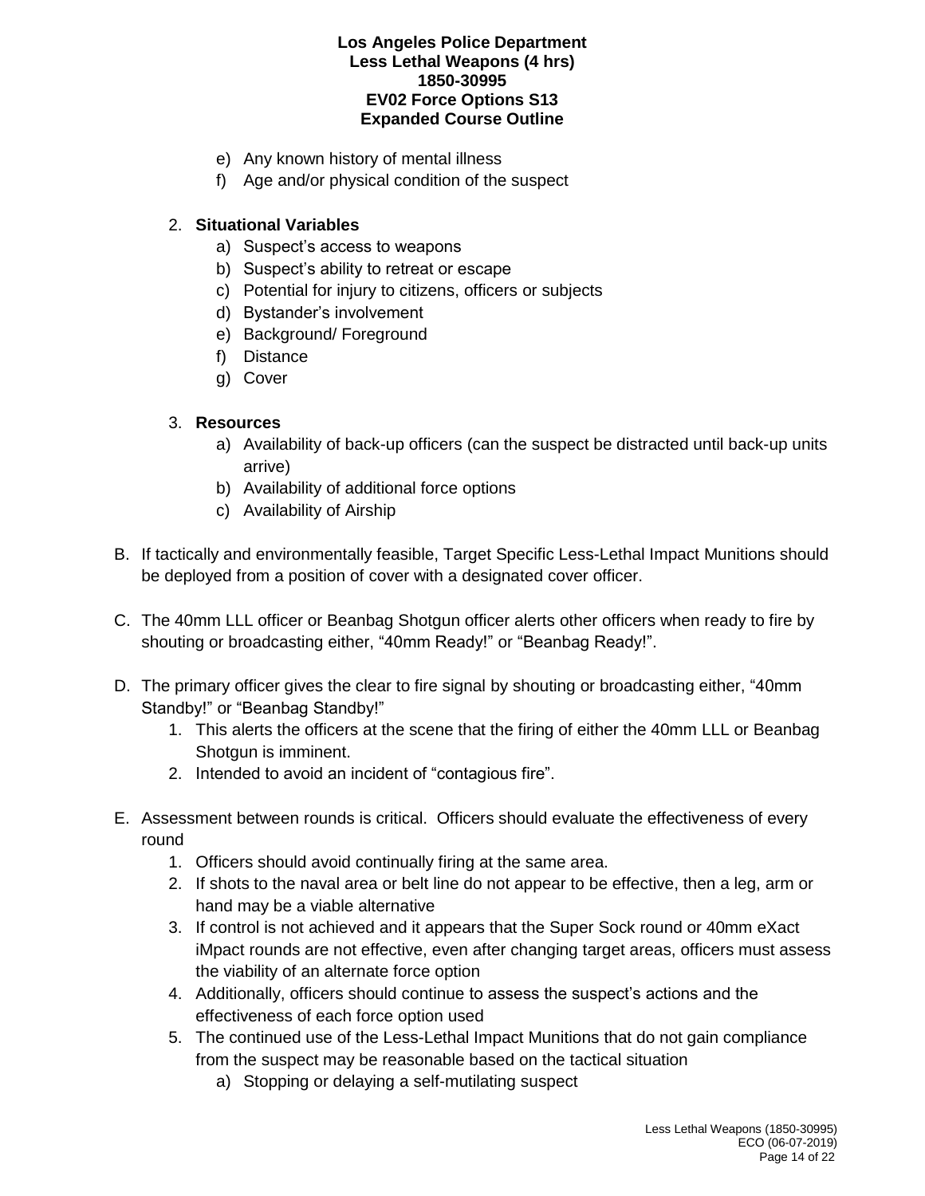e) Any known history of mental illness
f) Age and/or physical condition of the suspect

2. **Situational Variables**
   a) Suspect's access to weapons
   b) Suspect's ability to retreat or escape
   c) Potential for injury to citizens, officers or subjects
   d) Bystander's involvement
   e) Background/ Foreground
   f) Distance
   g) Cover

3. **Resources**
   a) Availability of back-up officers (can the suspect be distracted until back-up units arrive)
   b) Availability of additional force options
   c) Availability of Airship

B. If tactically and environmentally feasible, Target Specific Less-Lethal Impact Munitions should be deployed from a position of cover with a designated cover officer.

C. The 40mm LLL officer or Beanbag Shotgun officer alerts other officers when ready to fire by shouting or broadcasting either, "40mm Ready!" or "Beanbag Ready!".

D. The primary officer gives the clear to fire signal by shouting or broadcasting either, "40mm Standby!" or "Beanbag Standby!"
   1. This alerts the officers at the scene that the firing of either the 40mm LLL or Beanbag Shotgun is imminent.
   2. Intended to avoid an incident of "contagious fire".

E. Assessment between rounds is critical. Officers should evaluate the effectiveness of every round
   1. Officers should avoid continually firing at the same area.
   2. If shots to the naval area or belt line do not appear to be effective, then a leg, arm or hand may be a viable alternative
   3. If control is not achieved and it appears that the Super Sock round or 40mm eXact iMpact rounds are not effective, even after changing target areas, officers must assess the viability of an alternate force option
   4. Additionally, officers should continue to assess the suspect's actions and the effectiveness of each force option used
   5. The continued use of the Less-Lethal Impact Munitions that do not gain compliance from the suspect may be reasonable based on the tactical situation
      a) Stopping or delaying a self-mutilating suspect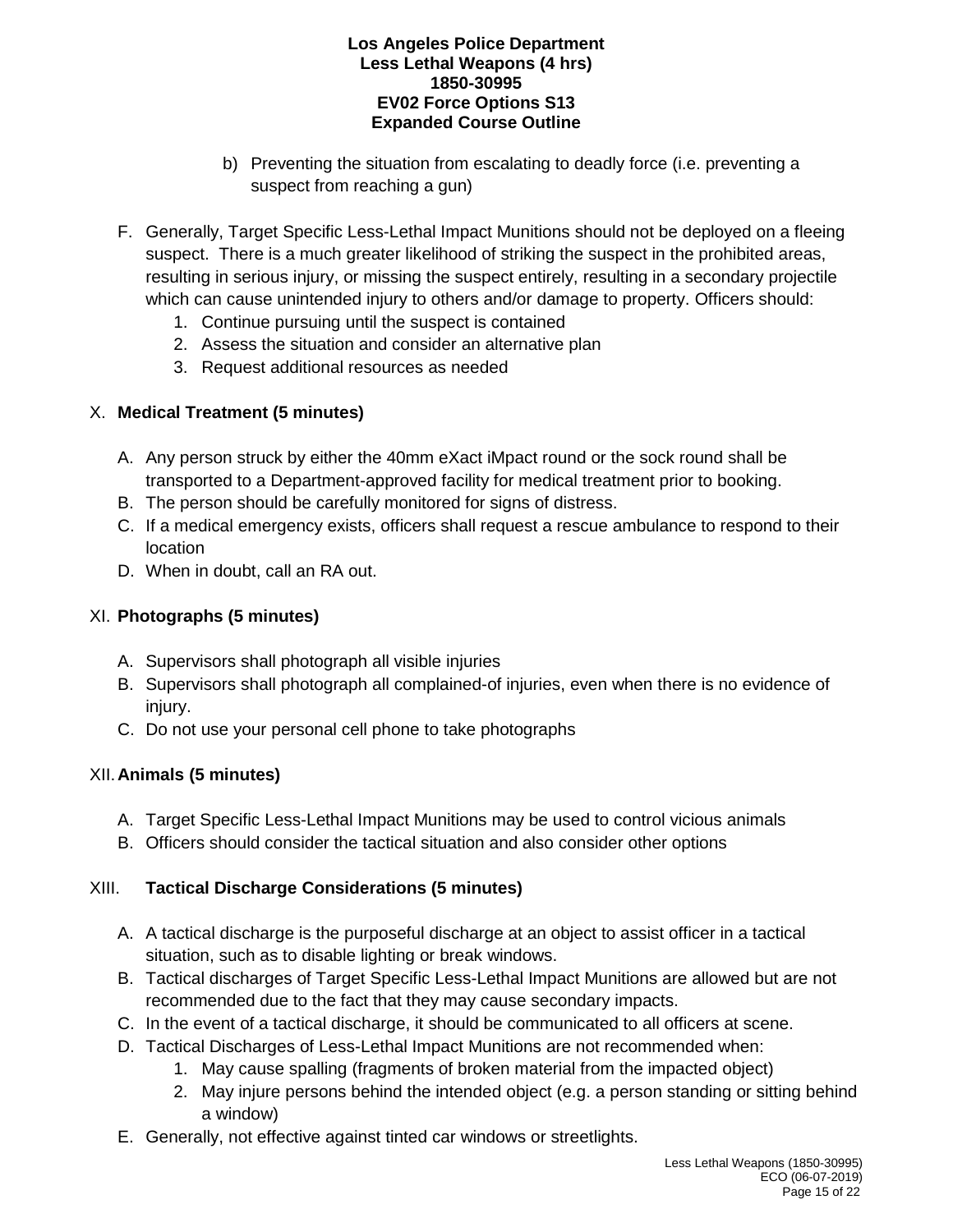b) Preventing the situation from escalating to deadly force (i.e. preventing a suspect from reaching a gun)

F. Generally, Target Specific Less-Lethal Impact Munitions should not be deployed on a fleeing suspect. There is a much greater likelihood of striking the suspect in the prohibited areas, resulting in serious injury, or missing the suspect entirely, resulting in a secondary projectile which can cause unintended injury to others and/or damage to property. Officers should:
   1. Continue pursuing until the suspect is contained
   2. Assess the situation and consider an alternative plan
   3. Request additional resources as needed

## X. Medical Treatment (5 minutes)

A. Any person struck by either the 40mm eXact iMpact round or the sock round shall be transported to a Department-approved facility for medical treatment prior to booking.
B. The person should be carefully monitored for signs of distress.
C. If a medical emergency exists, officers shall request a rescue ambulance to respond to their location
D. When in doubt, call an RA out.

## XI. Photographs (5 minutes)

A. Supervisors shall photograph all visible injuries
B. Supervisors shall photograph all complained-of injuries, even when there is no evidence of injury.
C. Do not use your personal cell phone to take photographs

## XII. Animals (5 minutes)

A. Target Specific Less-Lethal Impact Munitions may be used to control vicious animals
B. Officers should consider the tactical situation and also consider other options

## XIII. Tactical Discharge Considerations (5 minutes)

A. A tactical discharge is the purposeful discharge at an object to assist officer in a tactical situation, such as to disable lighting or break windows.
B. Tactical discharges of Target Specific Less-Lethal Impact Munitions are allowed but are not recommended due to the fact that they may cause secondary impacts.
C. In the event of a tactical discharge, it should be communicated to all officers at scene.
D. Tactical Discharges of Less-Lethal Impact Munitions are not recommended when:
   1. May cause spalling (fragments of broken material from the impacted object)
   2. May injure persons behind the intended object (e.g. a person standing or sitting behind a window)
E. Generally, not effective against tinted car windows or streetlights.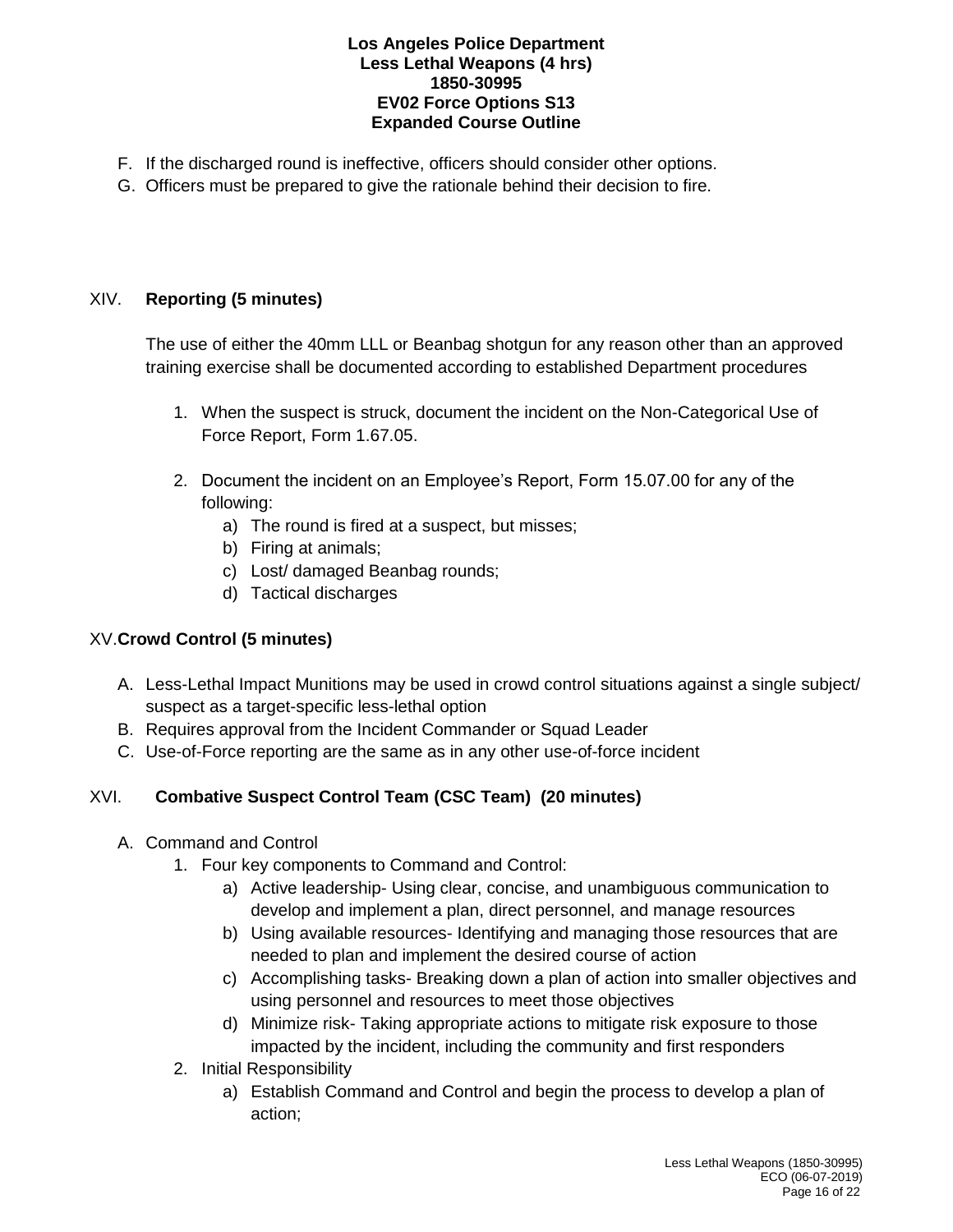F. If the discharged round is ineffective, officers should consider other options.
G. Officers must be prepared to give the rationale behind their decision to fire.

## XIV. **Reporting (5 minutes)**

The use of either the 40mm LLL or Beanbag shotgun for any reason other than an approved training exercise shall be documented according to established Department procedures

1. When the suspect is struck, document the incident on the Non-Categorical Use of Force Report, Form 1.67.05.

2. Document the incident on an Employee's Report, Form 15.07.00 for any of the following:
   a) The round is fired at a suspect, but misses;
   b) Firing at animals;
   c) Lost/ damaged Beanbag rounds;
   d) Tactical discharges

## XV. **Crowd Control (5 minutes)**

A. Less-Lethal Impact Munitions may be used in crowd control situations against a single subject/ suspect as a target-specific less-lethal option
B. Requires approval from the Incident Commander or Squad Leader
C. Use-of-Force reporting are the same as in any other use-of-force incident

## XVI. **Combative Suspect Control Team (CSC Team) (20 minutes)**

A. Command and Control
   1. Four key components to Command and Control:
      a) Active leadership- Using clear, concise, and unambiguous communication to develop and implement a plan, direct personnel, and manage resources
      b) Using available resources- Identifying and managing those resources that are needed to plan and implement the desired course of action
      c) Accomplishing tasks- Breaking down a plan of action into smaller objectives and using personnel and resources to meet those objectives
      d) Minimize risk- Taking appropriate actions to mitigate risk exposure to those impacted by the incident, including the community and first responders
   2. Initial Responsibility
      a) Establish Command and Control and begin the process to develop a plan of action;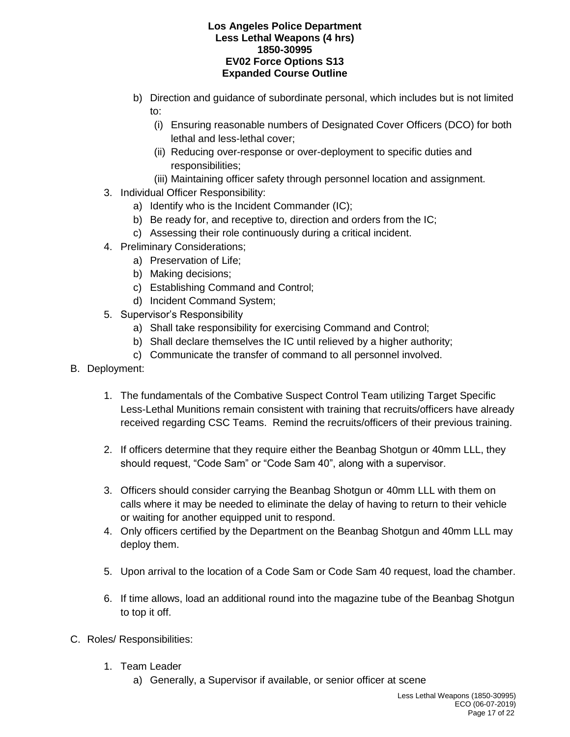b) Direction and guidance of subordinate personal, which includes but is not limited to:
   (i) Ensuring reasonable numbers of Designated Cover Officers (DCO) for both lethal and less-lethal cover;
   (ii) Reducing over-response or over-deployment to specific duties and responsibilities;
   (iii) Maintaining officer safety through personnel location and assignment.

3. Individual Officer Responsibility:
   a) Identify who is the Incident Commander (IC);
   b) Be ready for, and receptive to, direction and orders from the IC;
   c) Assessing their role continuously during a critical incident.
4. Preliminary Considerations;
   a) Preservation of Life;
   b) Making decisions;
   c) Establishing Command and Control;
   d) Incident Command System;
5. Supervisor's Responsibility
   a) Shall take responsibility for exercising Command and Control;
   b) Shall declare themselves the IC until relieved by a higher authority;
   c) Communicate the transfer of command to all personnel involved.

B. Deployment:

1. The fundamentals of the Combative Suspect Control Team utilizing Target Specific Less-Lethal Munitions remain consistent with training that recruits/officers have already received regarding CSC Teams. Remind the recruits/officers of their previous training.

2. If officers determine that they require either the Beanbag Shotgun or 40mm LLL, they should request, "Code Sam" or "Code Sam 40", along with a supervisor.

3. Officers should consider carrying the Beanbag Shotgun or 40mm LLL with them on calls where it may be needed to eliminate the delay of having to return to their vehicle or waiting for another equipped unit to respond.

4. Only officers certified by the Department on the Beanbag Shotgun and 40mm LLL may deploy them.

5. Upon arrival to the location of a Code Sam or Code Sam 40 request, load the chamber.

6. If time allows, load an additional round into the magazine tube of the Beanbag Shotgun to top it off.

C. Roles/ Responsibilities:

1. Team Leader
   a) Generally, a Supervisor if available, or senior officer at scene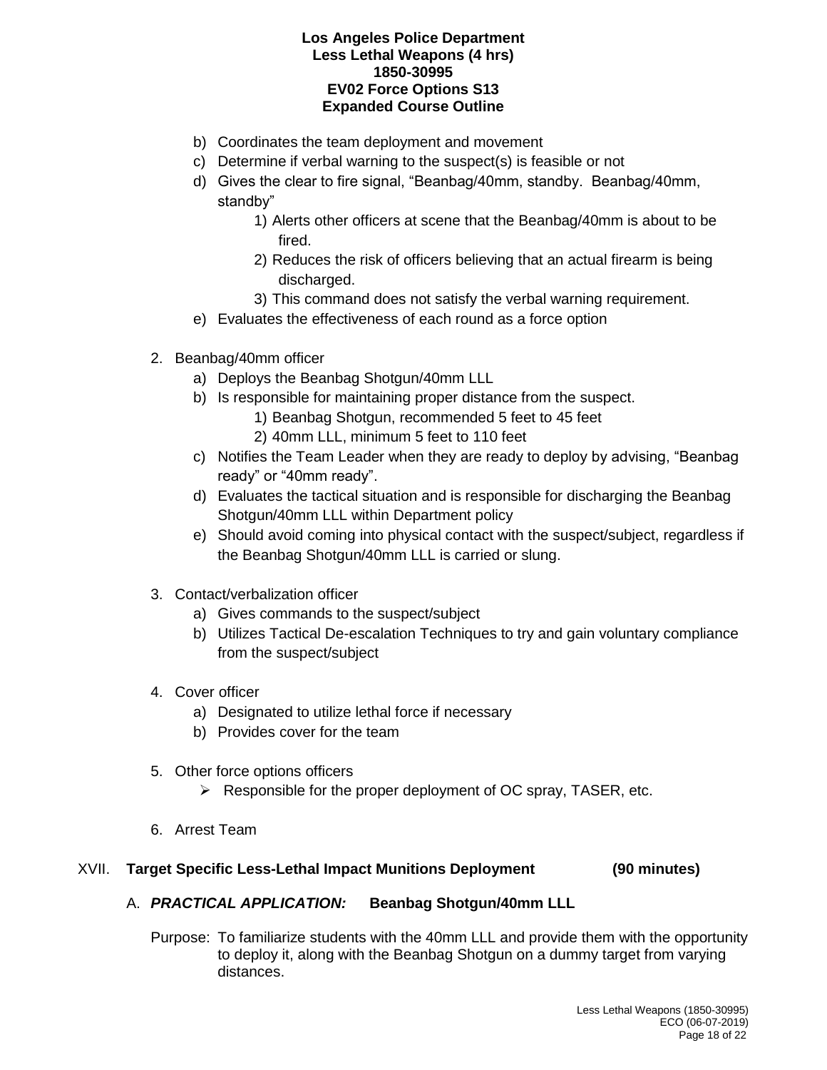b) Coordinates the team deployment and movement
c) Determine if verbal warning to the suspect(s) is feasible or not
d) Gives the clear to fire signal, "Beanbag/40mm, standby. Beanbag/40mm, standby"
    1) Alerts other officers at scene that the Beanbag/40mm is about to be fired.
    2) Reduces the risk of officers believing that an actual firearm is being discharged.
    3) This command does not satisfy the verbal warning requirement.
e) Evaluates the effectiveness of each round as a force option

2. Beanbag/40mm officer
    a) Deploys the Beanbag Shotgun/40mm LLL
    b) Is responsible for maintaining proper distance from the suspect.
        1) Beanbag Shotgun, recommended 5 feet to 45 feet
        2) 40mm LLL, minimum 5 feet to 110 feet
    c) Notifies the Team Leader when they are ready to deploy by advising, "Beanbag ready" or "40mm ready".
    d) Evaluates the tactical situation and is responsible for discharging the Beanbag Shotgun/40mm LLL within Department policy
    e) Should avoid coming into physical contact with the suspect/subject, regardless if the Beanbag Shotgun/40mm LLL is carried or slung.

3. Contact/verbalization officer
    a) Gives commands to the suspect/subject
    b) Utilizes Tactical De-escalation Techniques to try and gain voluntary compliance from the suspect/subject

4. Cover officer
    a) Designated to utilize lethal force if necessary
    b) Provides cover for the team

5. Other force options officers
    - Responsible for the proper deployment of OC spray, TASER, etc.

6. Arrest Team

## XVII. **Target Specific Less-Lethal Impact Munitions Deployment (90 minutes)**

### A. ***PRACTICAL APPLICATION:*** **Beanbag Shotgun/40mm LLL**

Purpose: To familiarize students with the 40mm LLL and provide them with the opportunity to deploy it, along with the Beanbag Shotgun on a dummy target from varying distances.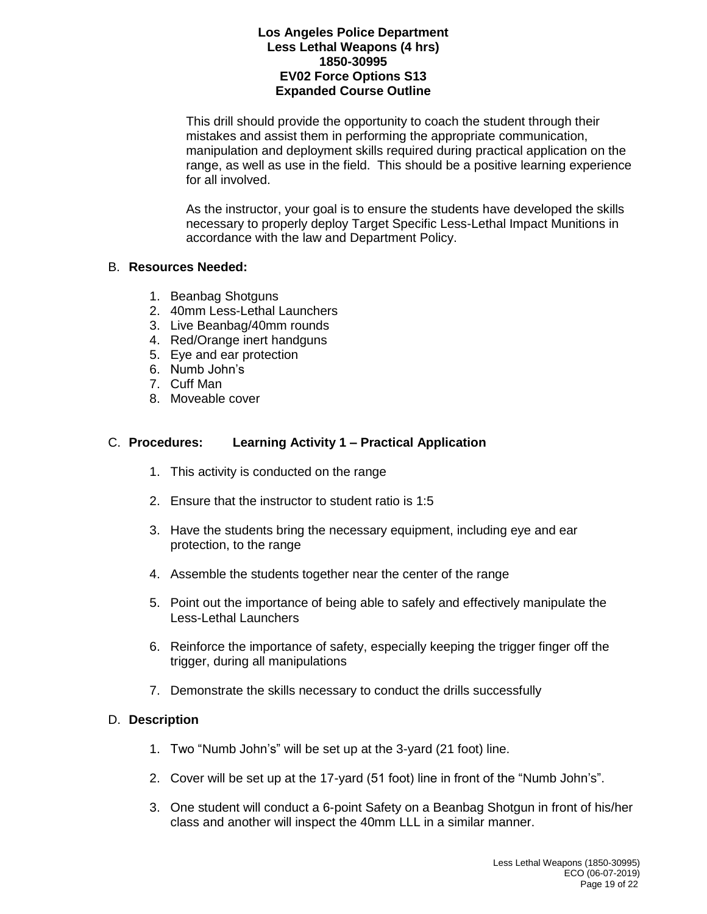This drill should provide the opportunity to coach the student through their mistakes and assist them in performing the appropriate communication, manipulation and deployment skills required during practical application on the range, as well as use in the field. This should be a positive learning experience for all involved.

As the instructor, your goal is to ensure the students have developed the skills necessary to properly deploy Target Specific Less-Lethal Impact Munitions in accordance with the law and Department Policy.

B. **Resources Needed:**

1. Beanbag Shotguns
2. 40mm Less-Lethal Launchers
3. Live Beanbag/40mm rounds
4. Red/Orange inert handguns
5. Eye and ear protection
6. Numb John's
7. Cuff Man
8. Moveable cover

C. **Procedures: Learning Activity 1 – Practical Application**

1. This activity is conducted on the range
2. Ensure that the instructor to student ratio is 1:5
3. Have the students bring the necessary equipment, including eye and ear protection, to the range
4. Assemble the students together near the center of the range
5. Point out the importance of being able to safely and effectively manipulate the Less-Lethal Launchers
6. Reinforce the importance of safety, especially keeping the trigger finger off the trigger, during all manipulations
7. Demonstrate the skills necessary to conduct the drills successfully

D. **Description**

1. Two "Numb John's" will be set up at the 3-yard (21 foot) line.
2. Cover will be set up at the 17-yard (51 foot) line in front of the "Numb John's".
3. One student will conduct a 6-point Safety on a Beanbag Shotgun in front of his/her class and another will inspect the 40mm LLL in a similar manner.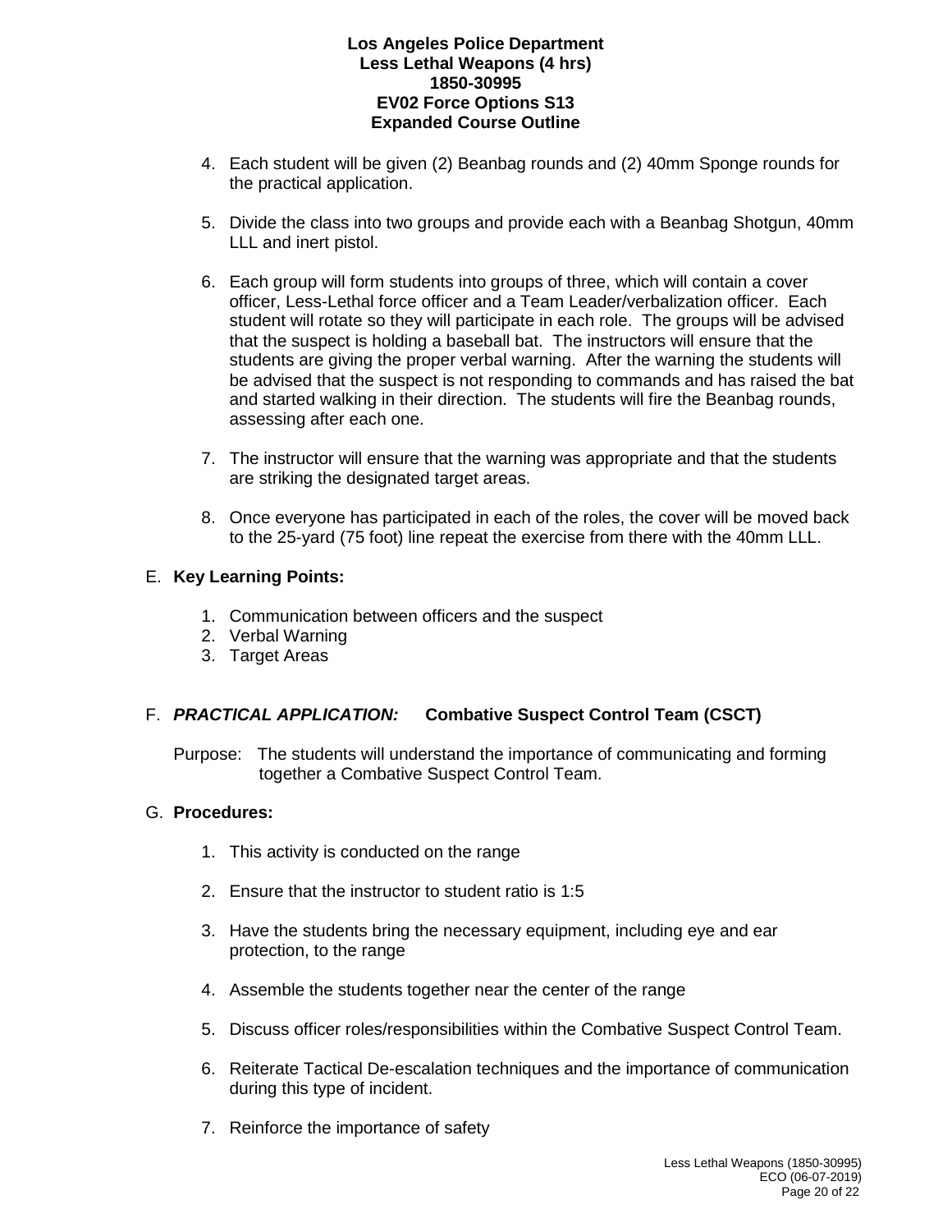4. Each student will be given (2) Beanbag rounds and (2) 40mm Sponge rounds for the practical application.

5. Divide the class into two groups and provide each with a Beanbag Shotgun, 40mm LLL and inert pistol.

6. Each group will form students into groups of three, which will contain a cover officer, Less-Lethal force officer and a Team Leader/verbalization officer. Each student will rotate so they will participate in each role. The groups will be advised that the suspect is holding a baseball bat. The instructors will ensure that the students are giving the proper verbal warning. After the warning the students will be advised that the suspect is not responding to commands and has raised the bat and started walking in their direction. The students will fire the Beanbag rounds, assessing after each one.

7. The instructor will ensure that the warning was appropriate and that the students are striking the designated target areas.

8. Once everyone has participated in each of the roles, the cover will be moved back to the 25-yard (75 foot) line repeat the exercise from there with the 40mm LLL.

E. **Key Learning Points:**

1. Communication between officers and the suspect
2. Verbal Warning
3. Target Areas

F. ***PRACTICAL APPLICATION:*** **Combative Suspect Control Team (CSCT)**

Purpose: The students will understand the importance of communicating and forming together a Combative Suspect Control Team.

G. **Procedures:**

1. This activity is conducted on the range

2. Ensure that the instructor to student ratio is 1:5

3. Have the students bring the necessary equipment, including eye and ear protection, to the range

4. Assemble the students together near the center of the range

5. Discuss officer roles/responsibilities within the Combative Suspect Control Team.

6. Reiterate Tactical De-escalation techniques and the importance of communication during this type of incident.

7. Reinforce the importance of safety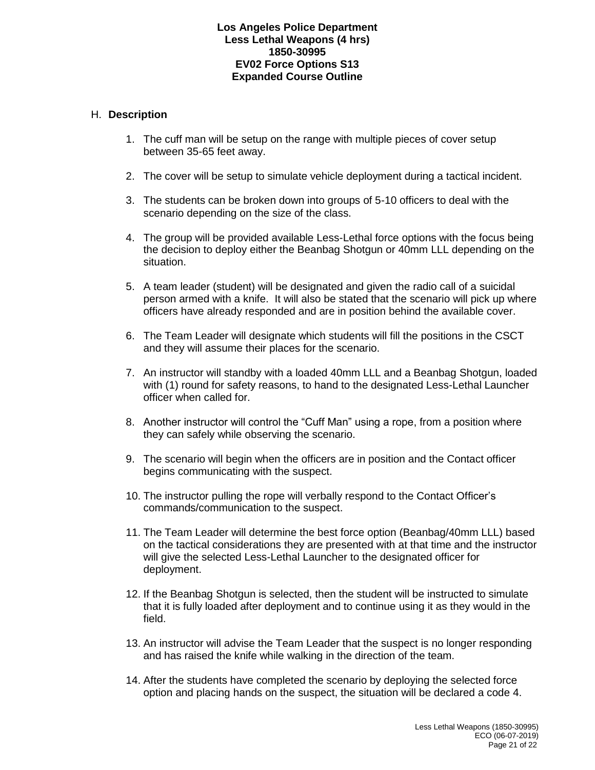H. **Description**

1. The cuff man will be setup on the range with multiple pieces of cover setup between 35-65 feet away.

2. The cover will be setup to simulate vehicle deployment during a tactical incident.

3. The students can be broken down into groups of 5-10 officers to deal with the scenario depending on the size of the class.

4. The group will be provided available Less-Lethal force options with the focus being the decision to deploy either the Beanbag Shotgun or 40mm LLL depending on the situation.

5. A team leader (student) will be designated and given the radio call of a suicidal person armed with a knife. It will also be stated that the scenario will pick up where officers have already responded and are in position behind the available cover.

6. The Team Leader will designate which students will fill the positions in the CSCT and they will assume their places for the scenario.

7. An instructor will standby with a loaded 40mm LLL and a Beanbag Shotgun, loaded with (1) round for safety reasons, to hand to the designated Less-Lethal Launcher officer when called for.

8. Another instructor will control the "Cuff Man" using a rope, from a position where they can safely while observing the scenario.

9. The scenario will begin when the officers are in position and the Contact officer begins communicating with the suspect.

10. The instructor pulling the rope will verbally respond to the Contact Officer's commands/communication to the suspect.

11. The Team Leader will determine the best force option (Beanbag/40mm LLL) based on the tactical considerations they are presented with at that time and the instructor will give the selected Less-Lethal Launcher to the designated officer for deployment.

12. If the Beanbag Shotgun is selected, then the student will be instructed to simulate that it is fully loaded after deployment and to continue using it as they would in the field.

13. An instructor will advise the Team Leader that the suspect is no longer responding and has raised the knife while walking in the direction of the team.

14. After the students have completed the scenario by deploying the selected force option and placing hands on the suspect, the situation will be declared a code 4.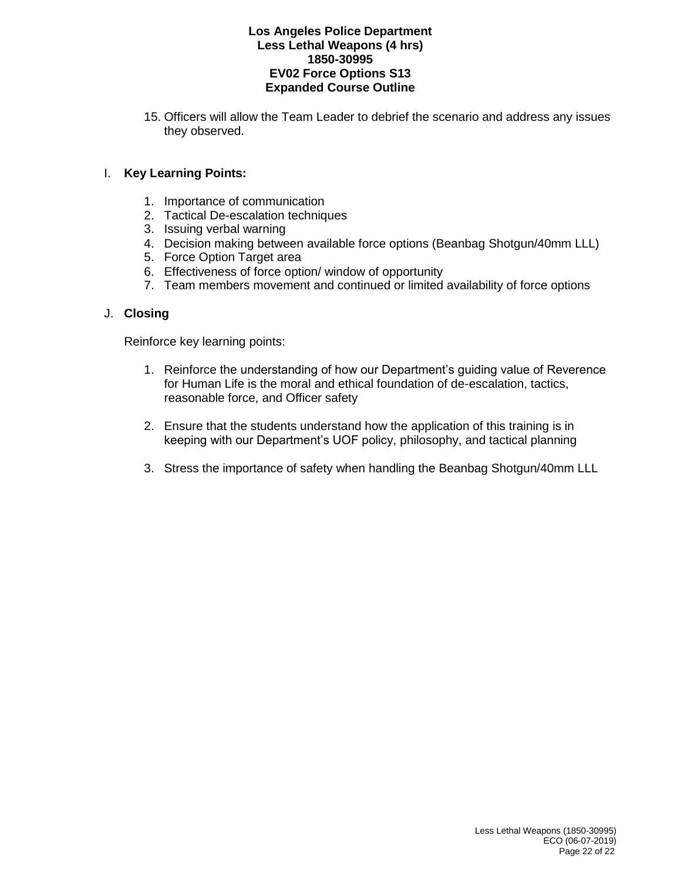15. Officers will allow the Team Leader to debrief the scenario and address any issues they observed.

I. **Key Learning Points:**

1. Importance of communication
2. Tactical De-escalation techniques
3. Issuing verbal warning
4. Decision making between available force options (Beanbag Shotgun/40mm LLL)
5. Force Option Target area
6. Effectiveness of force option/ window of opportunity
7. Team members movement and continued or limited availability of force options

J. **Closing**

Reinforce key learning points:

1. Reinforce the understanding of how our Department's guiding value of Reverence for Human Life is the moral and ethical foundation of de-escalation, tactics, reasonable force, and Officer safety

2. Ensure that the students understand how the application of this training is in keeping with our Department's UOF policy, philosophy, and tactical planning

3. Stress the importance of safety when handling the Beanbag Shotgun/40mm LLL